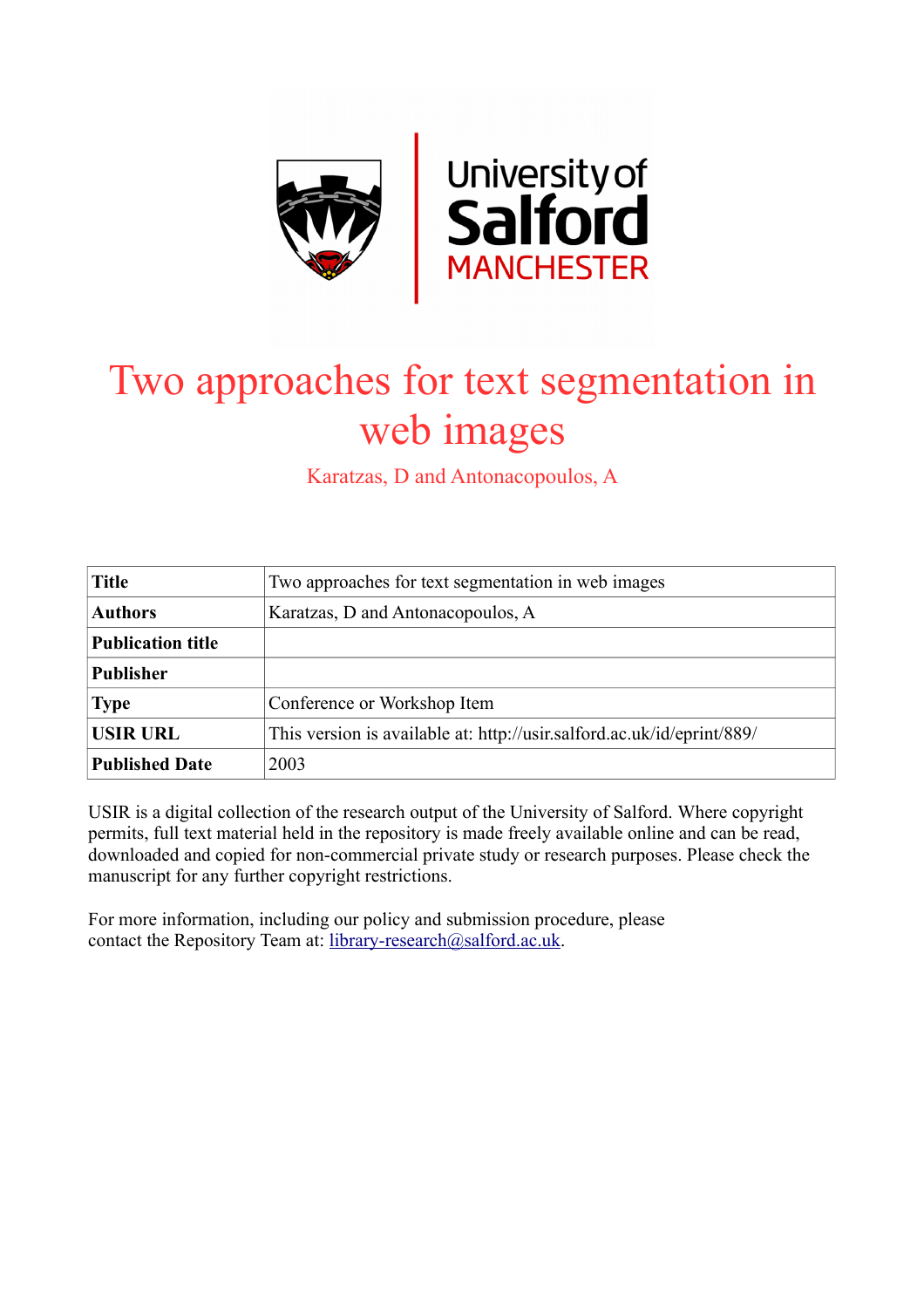# Two approaches for text segmentation in web images

Karatzas, D and Antonacopoulos, A

| Title | Two approaches for text segmentation in web images |
|---|---|
| Authors | Karatzas, D and Antonacopoulos, A |
| Publication title | |
| Publisher | |
| Type | Conference or Workshop Item |
| USIR URL | This version is available at: http://usir.salford.ac.uk/id/eprint/889/ |
| Published Date | 2003 |

USIR is a digital collection of the research output of the University of Salford. Where copyright permits, full text material held in the repository is made freely available online and can be read, downloaded and copied for non-commercial private study or research purposes. Please check the manuscript for any further copyright restrictions.

For more information, including our policy and submission procedure, please contact the Repository Team at: library-research@salford.ac.uk.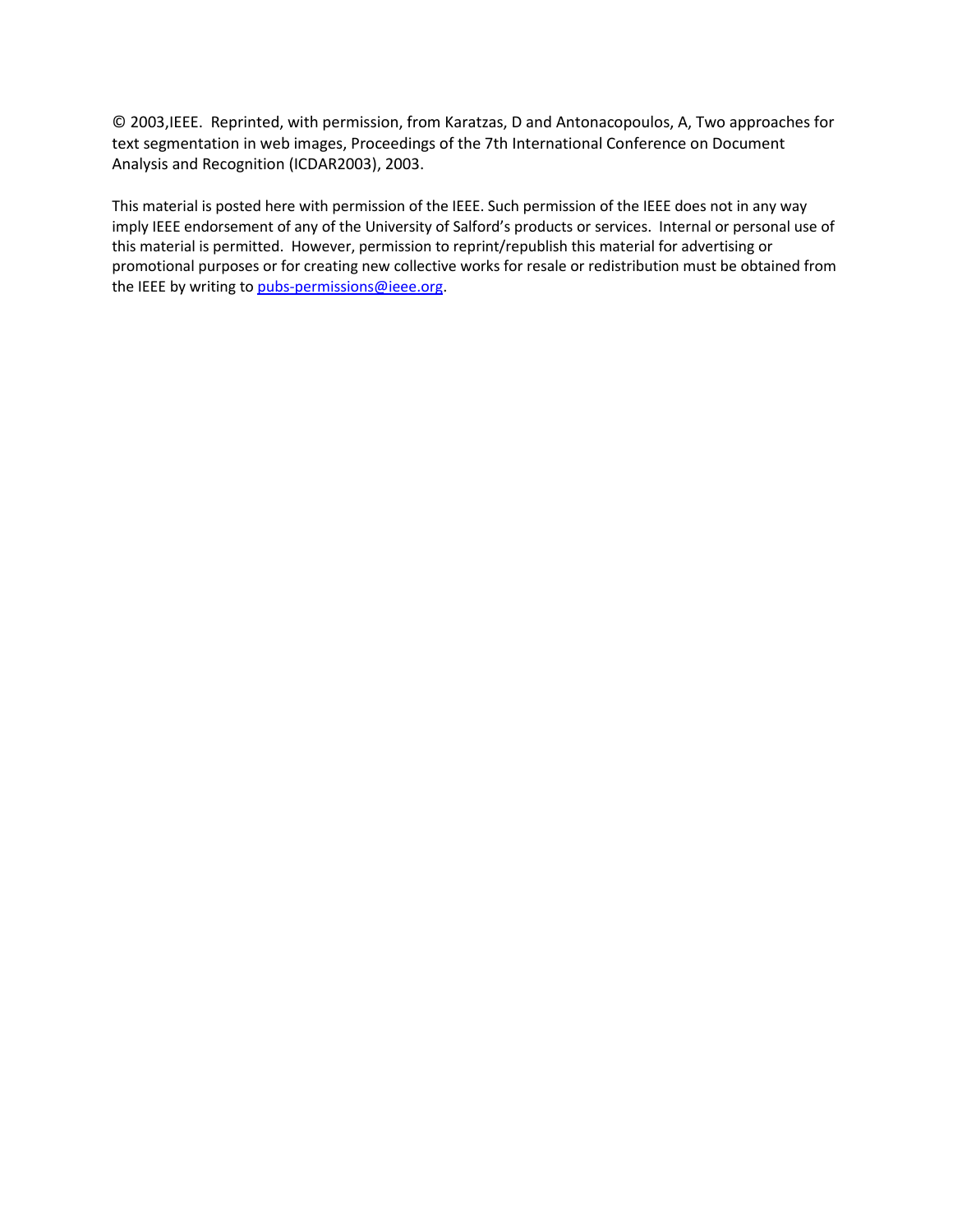© 2003,IEEE. Reprinted, with permission, from Karatzas, D and Antonacopoulos, A, Two approaches for text segmentation in web images, Proceedings of the 7th International Conference on Document Analysis and Recognition (ICDAR2003), 2003.

This material is posted here with permission of the IEEE. Such permission of the IEEE does not in any way imply IEEE endorsement of any of the University of Salford's products or services. Internal or personal use of this material is permitted. However, permission to reprint/republish this material for advertising or promotional purposes or for creating new collective works for resale or redistribution must be obtained from the IEEE by writing to pubs-permissions@ieee.org.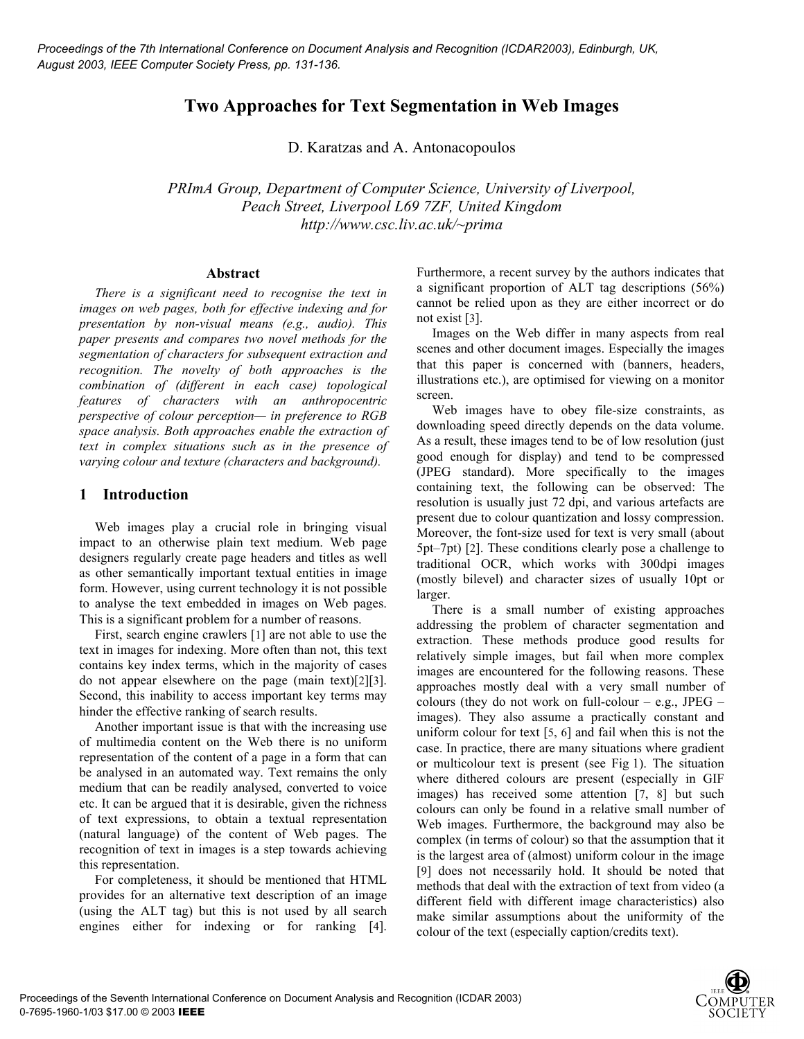Proceedings of the 7th International Conference on Document Analysis and Recognition (ICDAR2003), Edinburgh, UK, August 2003, IEEE Computer Society Press, pp. 131-136.

# Two Approaches for Text Segmentation in Web Images

D. Karatzas and A. Antonacopoulos

*PRImA Group, Department of Computer Science, University of Liverpool, Peach Street, Liverpool L69 7ZF, United Kingdom*
*http://www.csc.liv.ac.uk/~prima*

### Abstract

*There is a significant need to recognise the text in images on web pages, both for effective indexing and for presentation by non-visual means (e.g., audio). This paper presents and compares two novel methods for the segmentation of characters for subsequent extraction and recognition. The novelty of both approaches is the combination of (different in each case) topological features of characters with an anthropocentric perspective of colour perception— in preference to RGB space analysis. Both approaches enable the extraction of text in complex situations such as in the presence of varying colour and texture (characters and background).*

## 1 Introduction

Web images play a crucial role in bringing visual impact to an otherwise plain text medium. Web page designers regularly create page headers and titles as well as other semantically important textual entities in image form. However, using current technology it is not possible to analyse the text embedded in images on Web pages. This is a significant problem for a number of reasons.

First, search engine crawlers [1] are not able to use the text in images for indexing. More often than not, this text contains key index terms, which in the majority of cases do not appear elsewhere on the page (main text)[2][3]. Second, this inability to access important key terms may hinder the effective ranking of search results.

Another important issue is that with the increasing use of multimedia content on the Web there is no uniform representation of the content of a page in a form that can be analysed in an automated way. Text remains the only medium that can be readily analysed, converted to voice etc. It can be argued that it is desirable, given the richness of text expressions, to obtain a textual representation (natural language) of the content of Web pages. The recognition of text in images is a step towards achieving this representation.

For completeness, it should be mentioned that HTML provides for an alternative text description of an image (using the ALT tag) but this is not used by all search engines either for indexing or for ranking [4]. Furthermore, a recent survey by the authors indicates that a significant proportion of ALT tag descriptions (56%) cannot be relied upon as they are either incorrect or do not exist [3].

Images on the Web differ in many aspects from real scenes and other document images. Especially the images that this paper is concerned with (banners, headers, illustrations etc.), are optimised for viewing on a monitor screen.

Web images have to obey file-size constraints, as downloading speed directly depends on the data volume. As a result, these images tend to be of low resolution (just good enough for display) and tend to be compressed (JPEG standard). More specifically to the images containing text, the following can be observed: The resolution is usually just 72 dpi, and various artefacts are present due to colour quantization and lossy compression. Moreover, the font-size used for text is very small (about 5pt–7pt) [2]. These conditions clearly pose a challenge to traditional OCR, which works with 300dpi images (mostly bilevel) and character sizes of usually 10pt or larger.

There is a small number of existing approaches addressing the problem of character segmentation and extraction. These methods produce good results for relatively simple images, but fail when more complex images are encountered for the following reasons. These approaches mostly deal with a very small number of colours (they do not work on full-colour – e.g., JPEG – images). They also assume a practically constant and uniform colour for text [5, 6] and fail when this is not the case. In practice, there are many situations where gradient or multicolour text is present (see Fig 1). The situation where dithered colours are present (especially in GIF images) has received some attention [7, 8] but such colours can only be found in a relative small number of Web images. Furthermore, the background may also be complex (in terms of colour) so that the assumption that it is the largest area of (almost) uniform colour in the image [9] does not necessarily hold. It should be noted that methods that deal with the extraction of text from video (a different field with different image characteristics) also make similar assumptions about the uniformity of the colour of the text (especially caption/credits text).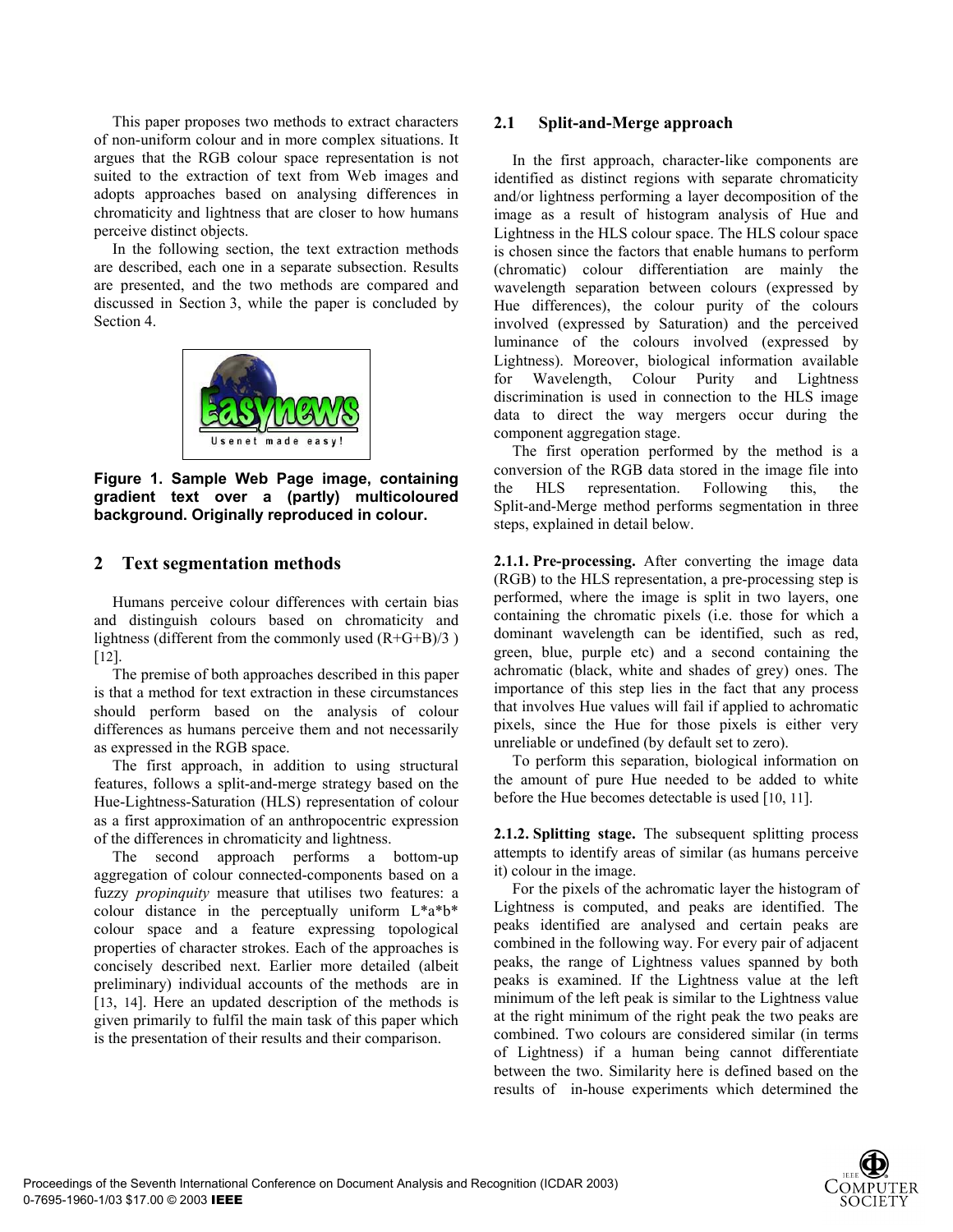This paper proposes two methods to extract characters of non-uniform colour and in more complex situations. It argues that the RGB colour space representation is not suited to the extraction of text from Web images and adopts approaches based on analysing differences in chromaticity and lightness that are closer to how humans perceive distinct objects.

In the following section, the text extraction methods are described, each one in a separate subsection. Results are presented, and the two methods are compared and discussed in Section 3, while the paper is concluded by Section 4.

**Figure 1. Sample Web Page image, containing gradient text over a (partly) multicoloured background. Originally reproduced in colour.**

## 2 Text segmentation methods

Humans perceive colour differences with certain bias and distinguish colours based on chromaticity and lightness (different from the commonly used (R+G+B)/3 ) [12].

The premise of both approaches described in this paper is that a method for text extraction in these circumstances should perform based on the analysis of colour differences as humans perceive them and not necessarily as expressed in the RGB space.

The first approach, in addition to using structural features, follows a split-and-merge strategy based on the Hue-Lightness-Saturation (HLS) representation of colour as a first approximation of an anthropocentric expression of the differences in chromaticity and lightness.

The second approach performs a bottom-up aggregation of colour connected-components based on a fuzzy *propinquity* measure that utilises two features: a colour distance in the perceptually uniform L\*a\*b\* colour space and a feature expressing topological properties of character strokes. Each of the approaches is concisely described next. Earlier more detailed (albeit preliminary) individual accounts of the methods are in [13, 14]. Here an updated description of the methods is given primarily to fulfil the main task of this paper which is the presentation of their results and their comparison.

### 2.1 Split-and-Merge approach

In the first approach, character-like components are identified as distinct regions with separate chromaticity and/or lightness performing a layer decomposition of the image as a result of histogram analysis of Hue and Lightness in the HLS colour space. The HLS colour space is chosen since the factors that enable humans to perform (chromatic) colour differentiation are mainly the wavelength separation between colours (expressed by Hue differences), the colour purity of the colours involved (expressed by Saturation) and the perceived luminance of the colours involved (expressed by Lightness). Moreover, biological information available for Wavelength, Colour Purity and Lightness discrimination is used in connection to the HLS image data to direct the way mergers occur during the component aggregation stage.

The first operation performed by the method is a conversion of the RGB data stored in the image file into the HLS representation. Following this, the Split-and-Merge method performs segmentation in three steps, explained in detail below.

**2.1.1. Pre-processing.** After converting the image data (RGB) to the HLS representation, a pre-processing step is performed, where the image is split in two layers, one containing the chromatic pixels (i.e. those for which a dominant wavelength can be identified, such as red, green, blue, purple etc) and a second containing the achromatic (black, white and shades of grey) ones. The importance of this step lies in the fact that any process that involves Hue values will fail if applied to achromatic pixels, since the Hue for those pixels is either very unreliable or undefined (by default set to zero).

To perform this separation, biological information on the amount of pure Hue needed to be added to white before the Hue becomes detectable is used [10, 11].

**2.1.2. Splitting stage.** The subsequent splitting process attempts to identify areas of similar (as humans perceive it) colour in the image.

For the pixels of the achromatic layer the histogram of Lightness is computed, and peaks are identified. The peaks identified are analysed and certain peaks are combined in the following way. For every pair of adjacent peaks, the range of Lightness values spanned by both peaks is examined. If the Lightness value at the left minimum of the left peak is similar to the Lightness value at the right minimum of the right peak the two peaks are combined. Two colours are considered similar (in terms of Lightness) if a human being cannot differentiate between the two. Similarity here is defined based on the results of in-house experiments which determined the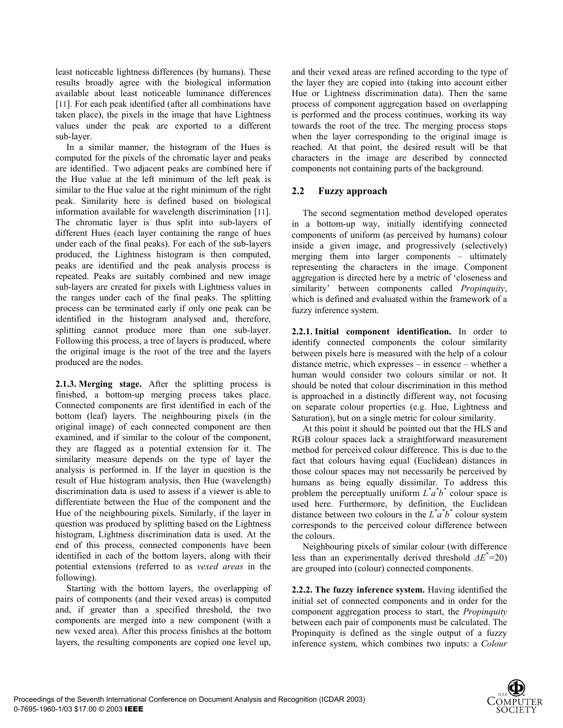least noticeable lightness differences (by humans). These results broadly agree with the biological information available about least noticeable luminance differences [11]. For each peak identified (after all combinations have taken place), the pixels in the image that have Lightness values under the peak are exported to a different sub-layer.

In a similar manner, the histogram of the Hues is computed for the pixels of the chromatic layer and peaks are identified.. Two adjacent peaks are combined here if the Hue value at the left minimum of the left peak is similar to the Hue value at the right minimum of the right peak. Similarity here is defined based on biological information available for wavelength discrimination [11]. The chromatic layer is thus split into sub-layers of different Hues (each layer containing the range of hues under each of the final peaks). For each of the sub-layers produced, the Lightness histogram is then computed, peaks are identified and the peak analysis process is repeated. Peaks are suitably combined and new image sub-layers are created for pixels with Lightness values in the ranges under each of the final peaks. The splitting process can be terminated early if only one peak can be identified in the histogram analysed and, therefore, splitting cannot produce more than one sub-layer. Following this process, a tree of layers is produced, where the original image is the root of the tree and the layers produced are the nodes.

**2.1.3. Merging stage.** After the splitting process is finished, a bottom-up merging process takes place. Connected components are first identified in each of the bottom (leaf) layers. The neighbouring pixels (in the original image) of each connected component are then examined, and if similar to the colour of the component, they are flagged as a potential extension for it. The similarity measure depends on the type of layer the analysis is performed in. If the layer in question is the result of Hue histogram analysis, then Hue (wavelength) discrimination data is used to assess if a viewer is able to differentiate between the Hue of the component and the Hue of the neighbouring pixels. Similarly, if the layer in question was produced by splitting based on the Lightness histogram, Lightness discrimination data is used. At the end of this process, connected components have been identified in each of the bottom layers, along with their potential extensions (referred to as *vexed areas* in the following).

Starting with the bottom layers, the overlapping of pairs of components (and their vexed areas) is computed and, if greater than a specified threshold, the two components are merged into a new component (with a new vexed area). After this process finishes at the bottom layers, the resulting components are copied one level up, and their vexed areas are refined according to the type of the layer they are copied into (taking into account either Hue or Lightness discrimination data). Then the same process of component aggregation based on overlapping is performed and the process continues, working its way towards the root of the tree. The merging process stops when the layer corresponding to the original image is reached. At that point, the desired result will be that characters in the image are described by connected components not containing parts of the background.

## 2.2 Fuzzy approach

The second segmentation method developed operates in a bottom-up way, initially identifying connected components of uniform (as perceived by humans) colour inside a given image, and progressively (selectively) merging them into larger components – ultimately representing the characters in the image. Component aggregation is directed here by a metric of 'closeness and similarity' between components called *Propinquity*, which is defined and evaluated within the framework of a fuzzy inference system.

**2.2.1. Initial component identification.** In order to identify connected components the colour similarity between pixels here is measured with the help of a colour distance metric, which expresses – in essence – whether a human would consider two colours similar or not. It should be noted that colour discrimination in this method is approached in a distinctly different way, not focusing on separate colour properties (e.g. Hue, Lightness and Saturation), but on a single metric for colour similarity.

At this point it should be pointed out that the HLS and RGB colour spaces lack a straightforward measurement method for perceived colour difference. This is due to the fact that colours having equal (Euclidean) distances in those colour spaces may not necessarily be perceived by humans as being equally dissimilar. To address this problem the perceptually uniform $L^*a^*b^*$ colour space is used here. Furthermore, by definition, the Euclidean distance between two colours in the $L^*a^*b^*$ colour system corresponds to the perceived colour difference between the colours.

Neighbouring pixels of similar colour (with difference less than an experimentally derived threshold $\Delta E^*=20$) are grouped into (colour) connected components.

**2.2.2. The fuzzy inference system.** Having identified the initial set of connected components and in order for the component aggregation process to start, the *Propinquity* between each pair of components must be calculated. The Propinquity is defined as the single output of a fuzzy inference system, which combines two inputs: a *Colour*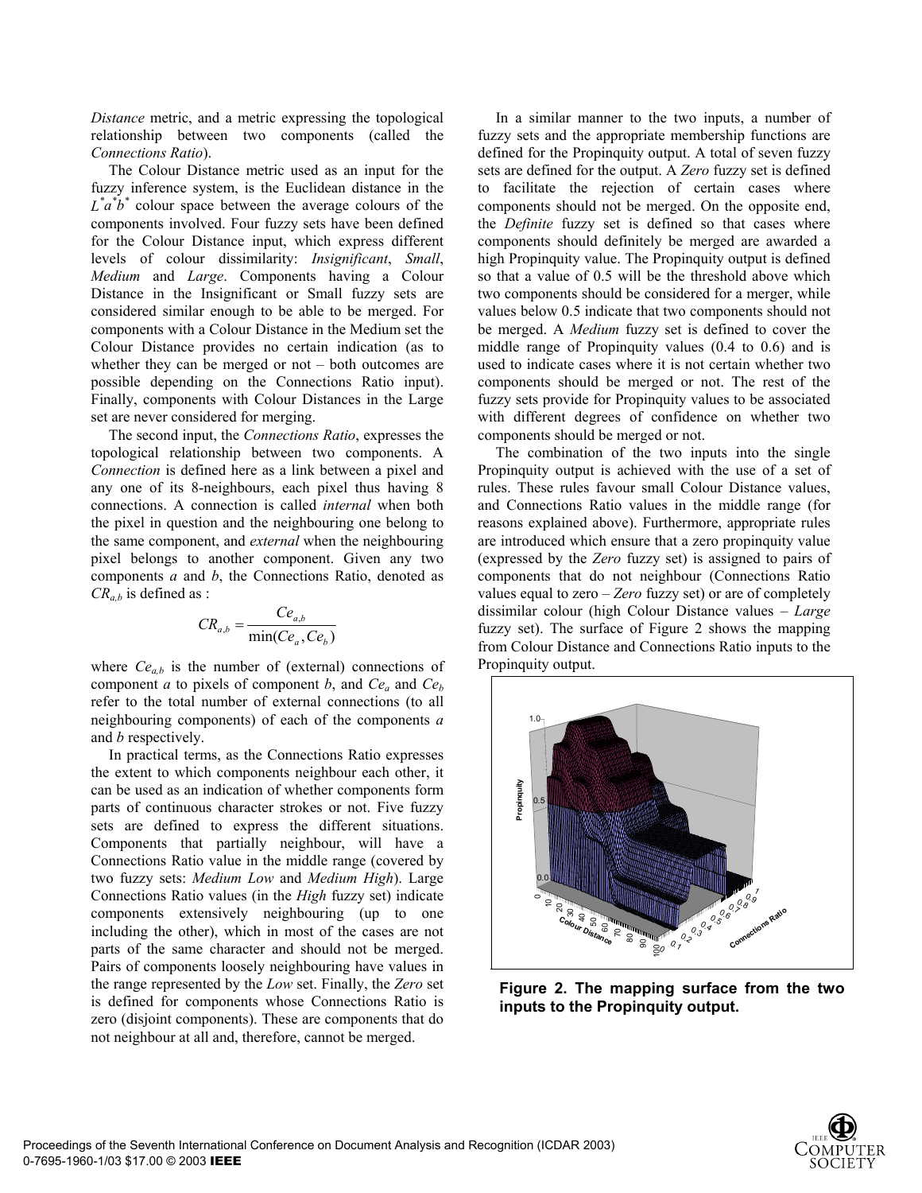*Distance* metric, and a metric expressing the topological relationship between two components (called the *Connections Ratio*).

The Colour Distance metric used as an input for the fuzzy inference system, is the Euclidean distance in the $L^*a^*b^*$ colour space between the average colours of the components involved. Four fuzzy sets have been defined for the Colour Distance input, which express different levels of colour dissimilarity: *Insignificant*, *Small*, *Medium* and *Large*. Components having a Colour Distance in the Insignificant or Small fuzzy sets are considered similar enough to be able to be merged. For components with a Colour Distance in the Medium set the Colour Distance provides no certain indication (as to whether they can be merged or not – both outcomes are possible depending on the Connections Ratio input). Finally, components with Colour Distances in the Large set are never considered for merging.

The second input, the *Connections Ratio*, expresses the topological relationship between two components. A *Connection* is defined here as a link between a pixel and any one of its 8-neighbours, each pixel thus having 8 connections. A connection is called *internal* when both the pixel in question and the neighbouring one belong to the same component, and *external* when the neighbouring pixel belongs to another component. Given any two components *a* and *b*, the Connections Ratio, denoted as $CR_{a,b}$ is defined as :

$$CR_{a,b} = \frac{Ce_{a,b}}{\min(Ce_a, Ce_b)}$$

where $Ce_{a,b}$ is the number of (external) connections of component *a* to pixels of component *b*, and $Ce_a$ and $Ce_b$ refer to the total number of external connections (to all neighbouring components) of each of the components *a* and *b* respectively.

In practical terms, as the Connections Ratio expresses the extent to which components neighbour each other, it can be used as an indication of whether components form parts of continuous character strokes or not. Five fuzzy sets are defined to express the different situations. Components that partially neighbour, will have a Connections Ratio value in the middle range (covered by two fuzzy sets: *Medium Low* and *Medium High*). Large Connections Ratio values (in the *High* fuzzy set) indicate components extensively neighbouring (up to one including the other), which in most of the cases are not parts of the same character and should not be merged. Pairs of components loosely neighbouring have values in the range represented by the *Low* set. Finally, the *Zero* set is defined for components whose Connections Ratio is zero (disjoint components). These are components that do not neighbour at all and, therefore, cannot be merged.

In a similar manner to the two inputs, a number of fuzzy sets and the appropriate membership functions are defined for the Propinquity output. A total of seven fuzzy sets are defined for the output. A *Zero* fuzzy set is defined to facilitate the rejection of certain cases where components should not be merged. On the opposite end, the *Definite* fuzzy set is defined so that cases where components should definitely be merged are awarded a high Propinquity value. The Propinquity output is defined so that a value of 0.5 will be the threshold above which two components should be considered for a merger, while values below 0.5 indicate that two components should not be merged. A *Medium* fuzzy set is defined to cover the middle range of Propinquity values (0.4 to 0.6) and is used to indicate cases where it is not certain whether two components should be merged or not. The rest of the fuzzy sets provide for Propinquity values to be associated with different degrees of confidence on whether two components should be merged or not.

The combination of the two inputs into the single Propinquity output is achieved with the use of a set of rules. These rules favour small Colour Distance values, and Connections Ratio values in the middle range (for reasons explained above). Furthermore, appropriate rules are introduced which ensure that a zero propinquity value (expressed by the *Zero* fuzzy set) is assigned to pairs of components that do not neighbour (Connections Ratio values equal to zero – *Zero* fuzzy set) or are of completely dissimilar colour (high Colour Distance values – *Large* fuzzy set). The surface of Figure 2 shows the mapping from Colour Distance and Connections Ratio inputs to the Propinquity output.

**Figure 2. The mapping surface from the two inputs to the Propinquity output.**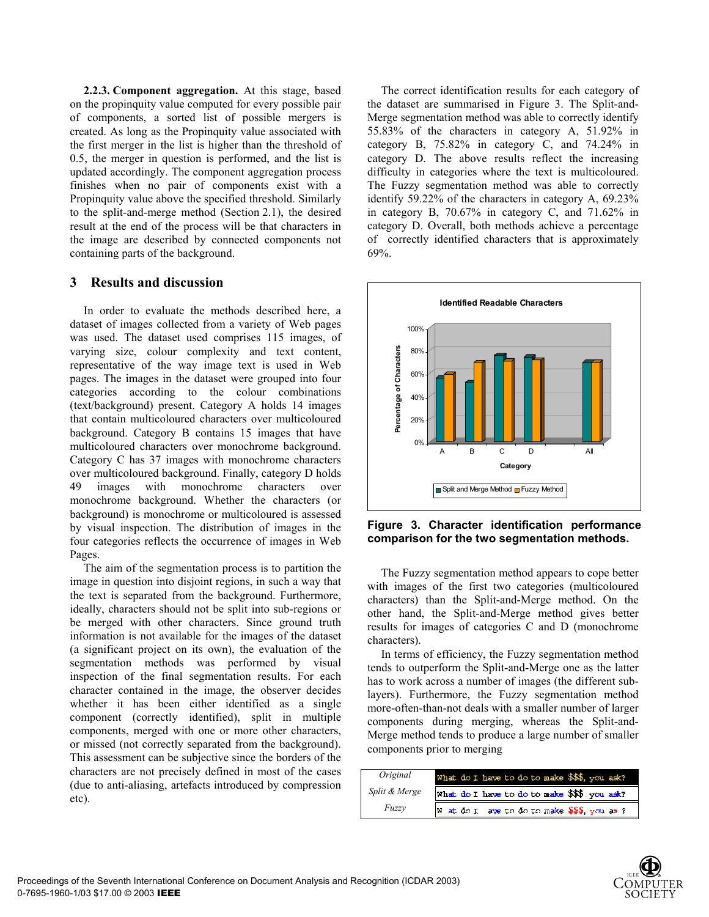**2.2.3. Component aggregation.** At this stage, based on the propinquity value computed for every possible pair of components, a sorted list of possible mergers is created. As long as the Propinquity value associated with the first merger in the list is higher than the threshold of 0.5, the merger in question is performed, and the list is updated accordingly. The component aggregation process finishes when no pair of components exist with a Propinquity value above the specified threshold. Similarly to the split-and-merge method (Section 2.1), the desired result at the end of the process will be that characters in the image are described by connected components not containing parts of the background.

## 3 Results and discussion

In order to evaluate the methods described here, a dataset of images collected from a variety of Web pages was used. The dataset used comprises 115 images, of varying size, colour complexity and text content, representative of the way image text is used in Web pages. The images in the dataset were grouped into four categories according to the colour combinations (text/background) present. Category A holds 14 images that contain multicoloured characters over multicoloured background. Category B contains 15 images that have multicoloured characters over monochrome background. Category C has 37 images with monochrome characters over multicoloured background. Finally, category D holds 49 images with monochrome characters over monochrome background. Whether the characters (or background) is monochrome or multicoloured is assessed by visual inspection. The distribution of images in the four categories reflects the occurrence of images in Web Pages.

The aim of the segmentation process is to partition the image in question into disjoint regions, in such a way that the text is separated from the background. Furthermore, ideally, characters should not be split into sub-regions or be merged with other characters. Since ground truth information is not available for the images of the dataset (a significant project on its own), the evaluation of the segmentation methods was performed by visual inspection of the final segmentation results. For each character contained in the image, the observer decides whether it has been either identified as a single component (correctly identified), split in multiple components, merged with one or more other characters, or missed (not correctly separated from the background). This assessment can be subjective since the borders of the characters are not precisely defined in most of the cases (due to anti-aliasing, artefacts introduced by compression etc).

The correct identification results for each category of the dataset are summarised in Figure 3. The Split-and-Merge segmentation method was able to correctly identify 55.83% of the characters in category A, 51.92% in category B, 75.82% in category C, and 74.24% in category D. The above results reflect the increasing difficulty in categories where the text is multicoloured. The Fuzzy segmentation method was able to correctly identify 59.22% of the characters in category A, 69.23% in category B, 70.67% in category C, and 71.62% in category D. Overall, both methods achieve a percentage of correctly identified characters that is approximately 69%.

**Figure 3. Character identification performance comparison for the two segmentation methods.**

The Fuzzy segmentation method appears to cope better with images of the first two categories (multicoloured characters) than the Split-and-Merge method. On the other hand, the Split-and-Merge method gives better results for images of categories C and D (monochrome characters).

In terms of efficiency, the Fuzzy segmentation method tends to outperform the Split-and-Merge one as the latter has to work across a number of images (the different sub-layers). Furthermore, the Fuzzy segmentation method more-often-than-not deals with a smaller number of larger components during merging, whereas the Split-and-Merge method tends to produce a large number of smaller components prior to merging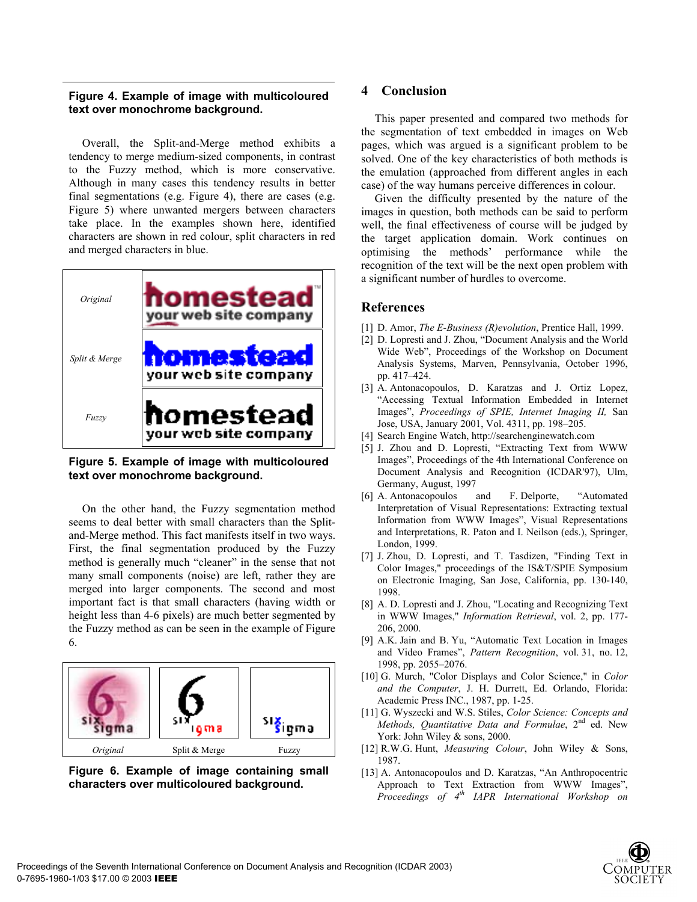**Figure 4. Example of image with multicoloured text over monochrome background.**

Overall, the Split-and-Merge method exhibits a tendency to merge medium-sized components, in contrast to the Fuzzy method, which is more conservative. Although in many cases this tendency results in better final segmentations (e.g. Figure 4), there are cases (e.g. Figure 5) where unwanted mergers between characters take place. In the examples shown here, identified characters are shown in red colour, split characters in red and merged characters in blue.

**Figure 5. Example of image with multicoloured text over monochrome background.**

On the other hand, the Fuzzy segmentation method seems to deal better with small characters than the Split-and-Merge method. This fact manifests itself in two ways. First, the final segmentation produced by the Fuzzy method is generally much "cleaner" in the sense that not many small components (noise) are left, rather they are merged into larger components. The second and most important fact is that small characters (having width or height less than 4-6 pixels) are much better segmented by the Fuzzy method as can be seen in the example of Figure 6.

**Figure 6. Example of image containing small characters over multicoloured background.**

## 4 Conclusion

This paper presented and compared two methods for the segmentation of text embedded in images on Web pages, which was argued is a significant problem to be solved. One of the key characteristics of both methods is the emulation (approached from different angles in each case) of the way humans perceive differences in colour.

Given the difficulty presented by the nature of the images in question, both methods can be said to perform well, the final effectiveness of course will be judged by the target application domain. Work continues on optimising the methods' performance while the recognition of the text will be the next open problem with a significant number of hurdles to overcome.

## References

[1] D. Amor, *The E-Business (R)evolution*, Prentice Hall, 1999.

[2] D. Lopresti and J. Zhou, "Document Analysis and the World Wide Web", Proceedings of the Workshop on Document Analysis Systems, Marven, Pennsylvania, October 1996, pp. 417–424.

[3] A. Antonacopoulos, D. Karatzas and J. Ortiz Lopez, "Accessing Textual Information Embedded in Internet Images", *Proceedings of SPIE, Internet Imaging II,* San Jose, USA, January 2001, Vol. 4311, pp. 198–205.

[4] Search Engine Watch, http://searchenginewatch.com

[5] J. Zhou and D. Lopresti, "Extracting Text from WWW Images", Proceedings of the 4th International Conference on Document Analysis and Recognition (ICDAR'97), Ulm, Germany, August, 1997

[6] A. Antonacopoulos and F. Delporte, "Automated Interpretation of Visual Representations: Extracting textual Information from WWW Images", Visual Representations and Interpretations, R. Paton and I. Neilson (eds.), Springer, London, 1999.

[7] J. Zhou, D. Lopresti, and T. Tasdizen, "Finding Text in Color Images," proceedings of the IS&T/SPIE Symposium on Electronic Imaging, San Jose, California, pp. 130-140, 1998.

[8] A. D. Lopresti and J. Zhou, "Locating and Recognizing Text in WWW Images," *Information Retrieval*, vol. 2, pp. 177-206, 2000.

[9] A.K. Jain and B. Yu, "Automatic Text Location in Images and Video Frames", *Pattern Recognition*, vol. 31, no. 12, 1998, pp. 2055–2076.

[10] G. Murch, "Color Displays and Color Science," in *Color and the Computer*, J. H. Durrett, Ed. Orlando, Florida: Academic Press INC., 1987, pp. 1-25.

[11] G. Wyszecki and W.S. Stiles, *Color Science: Concepts and Methods, Quantitative Data and Formulae*, 2nd ed. New York: John Wiley & sons, 2000.

[12] R.W.G. Hunt, *Measuring Colour*, John Wiley & Sons, 1987.

[13] A. Antonacopoulos and D. Karatzas, "An Anthropocentric Approach to Text Extraction from WWW Images", *Proceedings of 4th IAPR International Workshop on*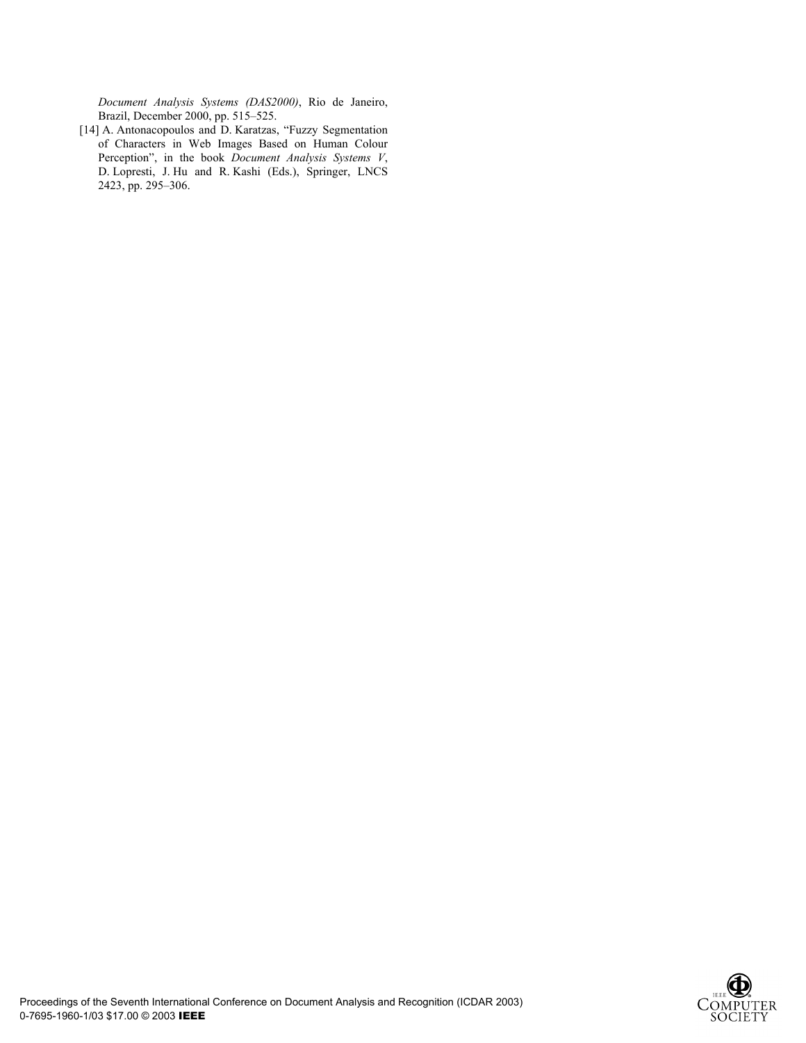*Document Analysis Systems (DAS2000)*, Rio de Janeiro, Brazil, December 2000, pp. 515–525.

[14] A. Antonacopoulos and D. Karatzas, "Fuzzy Segmentation of Characters in Web Images Based on Human Colour Perception", in the book *Document Analysis Systems V*, D. Lopresti, J. Hu and R. Kashi (Eds.), Springer, LNCS 2423, pp. 295–306.